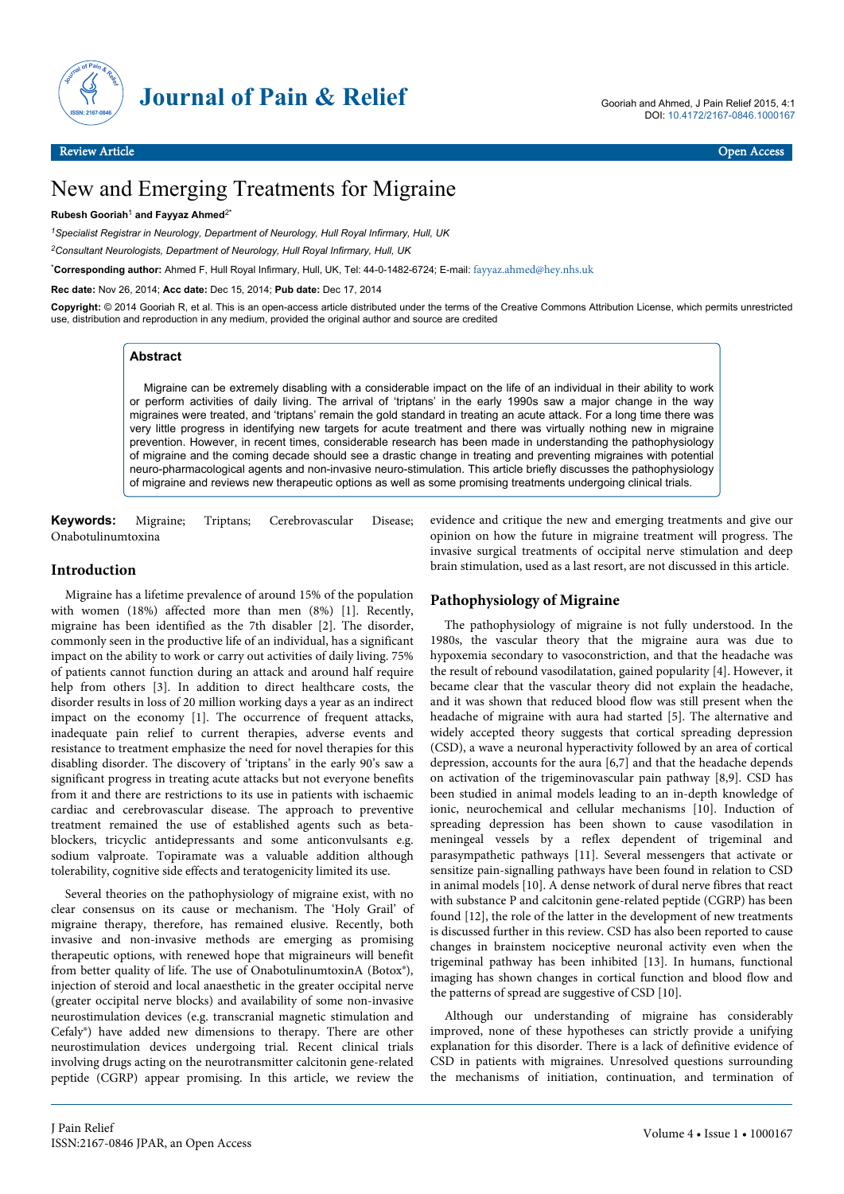Review Article Open Access

# New and Emerging Treatments for Migraine

**Rubesh Gooriah[1] and Fayyaz Ahmed[2*]**

[1]*Specialist Registrar in Neurology, Department of Neurology, Hull Royal Infirmary, Hull, UK*

[2]*Consultant Neurologists, Department of Neurology, Hull Royal Infirmary, Hull, UK*

[*]**Corresponding author:** Ahmed F, Hull Royal Infirmary, Hull, UK, Tel: 44-0-1482-6724; E-mail: fayyaz.ahmed@hey.nhs.uk

**Rec date:** Nov 26, 2014; **Acc date:** Dec 15, 2014; **Pub date:** Dec 17, 2014

**Copyright:** © 2014 Gooriah R, et al. This is an open-access article distributed under the terms of the Creative Commons Attribution License, which permits unrestricted use, distribution and reproduction in any medium, provided the original author and source are credited

## Abstract

Migraine can be extremely disabling with a considerable impact on the life of an individual in their ability to work or perform activities of daily living. The arrival of 'triptans' in the early 1990s saw a major change in the way migraines were treated, and 'triptans' remain the gold standard in treating an acute attack. For a long time there was very little progress in identifying new targets for acute treatment and there was virtually nothing new in migraine prevention. However, in recent times, considerable research has been made in understanding the pathophysiology of migraine and the coming decade should see a drastic change in treating and preventing migraines with potential neuro-pharmacological agents and non-invasive neuro-stimulation. This article briefly discusses the pathophysiology of migraine and reviews new therapeutic options as well as some promising treatments undergoing clinical trials.

**Keywords:** Migraine; Triptans; Cerebrovascular Disease; Onabotulinumtoxina

## Introduction

Migraine has a lifetime prevalence of around 15% of the population with women (18%) affected more than men (8%) [1]. Recently, migraine has been identified as the 7th disabler [2]. The disorder, commonly seen in the productive life of an individual, has a significant impact on the ability to work or carry out activities of daily living. 75% of patients cannot function during an attack and around half require help from others [3]. In addition to direct healthcare costs, the disorder results in loss of 20 million working days a year as an indirect impact on the economy [1]. The occurrence of frequent attacks, inadequate pain relief to current therapies, adverse events and resistance to treatment emphasize the need for novel therapies for this disabling disorder. The discovery of 'triptans' in the early 90's saw a significant progress in treating acute attacks but not everyone benefits from it and there are restrictions to its use in patients with ischaemic cardiac and cerebrovascular disease. The approach to preventive treatment remained the use of established agents such as beta-blockers, tricyclic antidepressants and some anticonvulsants e.g. sodium valproate. Topiramate was a valuable addition although tolerability, cognitive side effects and teratogenicity limited its use.

Several theories on the pathophysiology of migraine exist, with no clear consensus on its cause or mechanism. The 'Holy Grail' of migraine therapy, therefore, has remained elusive. Recently, both invasive and non-invasive methods are emerging as promising therapeutic options, with renewed hope that migraineurs will benefit from better quality of life. The use of OnabotulinumtoxinA (Botox®), injection of steroid and local anaesthetic in the greater occipital nerve (greater occipital nerve blocks) and availability of some non-invasive neurostimulation devices (e.g. transcranial magnetic stimulation and Cefaly®) have added new dimensions to therapy. There are other neurostimulation devices undergoing trial. Recent clinical trials involving drugs acting on the neurotransmitter calcitonin gene-related peptide (CGRP) appear promising. In this article, we review the evidence and critique the new and emerging treatments and give our opinion on how the future in migraine treatment will progress. The invasive surgical treatments of occipital nerve stimulation and deep brain stimulation, used as a last resort, are not discussed in this article.

## Pathophysiology of Migraine

The pathophysiology of migraine is not fully understood. In the 1980s, the vascular theory that the migraine aura was due to hypoxemia secondary to vasoconstriction, and that the headache was the result of rebound vasodilatation, gained popularity [4]. However, it became clear that the vascular theory did not explain the headache, and it was shown that reduced blood flow was still present when the headache of migraine with aura had started [5]. The alternative and widely accepted theory suggests that cortical spreading depression (CSD), a wave a neuronal hyperactivity followed by an area of cortical depression, accounts for the aura [6,7] and that the headache depends on activation of the trigeminovascular pain pathway [8,9]. CSD has been studied in animal models leading to an in-depth knowledge of ionic, neurochemical and cellular mechanisms [10]. Induction of spreading depression has been shown to cause vasodilation in meningeal vessels by a reflex dependent of trigeminal and parasympathetic pathways [11]. Several messengers that activate or sensitize pain-signalling pathways have been found in relation to CSD in animal models [10]. A dense network of dural nerve fibres that react with substance P and calcitonin gene-related peptide (CGRP) has been found [12], the role of the latter in the development of new treatments is discussed further in this review. CSD has also been reported to cause changes in brainstem nociceptive neuronal activity even when the trigeminal pathway has been inhibited [13]. In humans, functional imaging has shown changes in cortical function and blood flow and the patterns of spread are suggestive of CSD [10].

Although our understanding of migraine has considerably improved, none of these hypotheses can strictly provide a unifying explanation for this disorder. There is a lack of definitive evidence of CSD in patients with migraines. Unresolved questions surrounding the mechanisms of initiation, continuation, and termination of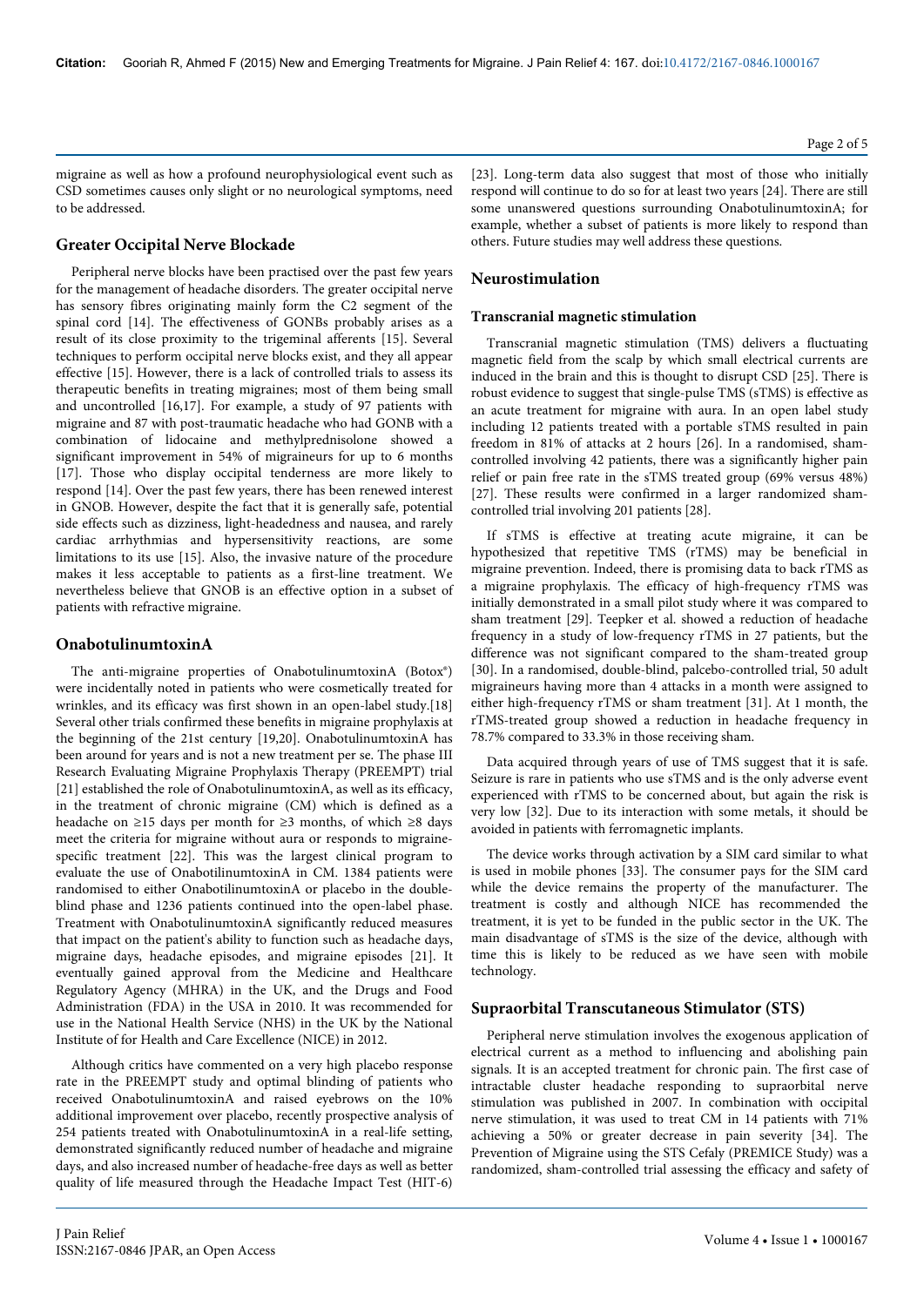migraine as well as how a profound neurophysiological event such as CSD sometimes causes only slight or no neurological symptoms, need to be addressed.

## Greater Occipital Nerve Blockade

Peripheral nerve blocks have been practised over the past few years for the management of headache disorders. The greater occipital nerve has sensory fibres originating mainly form the C2 segment of the spinal cord [14]. The effectiveness of GONBs probably arises as a result of its close proximity to the trigeminal afferents [15]. Several techniques to perform occipital nerve blocks exist, and they all appear effective [15]. However, there is a lack of controlled trials to assess its therapeutic benefits in treating migraines; most of them being small and uncontrolled [16,17]. For example, a study of 97 patients with migraine and 87 with post-traumatic headache who had GONB with a combination of lidocaine and methylprednisolone showed a significant improvement in 54% of migraineurs for up to 6 months [17]. Those who display occipital tenderness are more likely to respond [14]. Over the past few years, there has been renewed interest in GNOB. However, despite the fact that it is generally safe, potential side effects such as dizziness, light-headedness and nausea, and rarely cardiac arrhythmias and hypersensitivity reactions, are some limitations to its use [15]. Also, the invasive nature of the procedure makes it less acceptable to patients as a first-line treatment. We nevertheless believe that GNOB is an effective option in a subset of patients with refractive migraine.

## OnabotulinumtoxinA

The anti-migraine properties of OnabotulinumtoxinA (Botox®) were incidentally noted in patients who were cosmetically treated for wrinkles, and its efficacy was first shown in an open-label study.[18] Several other trials confirmed these benefits in migraine prophylaxis at the beginning of the 21st century [19,20]. OnabotulinumtoxinA has been around for years and is not a new treatment per se. The phase III Research Evaluating Migraine Prophylaxis Therapy (PREEMPT) trial [21] established the role of OnabotulinumtoxinA, as well as its efficacy, in the treatment of chronic migraine (CM) which is defined as a headache on ≥15 days per month for ≥3 months, of which ≥8 days meet the criteria for migraine without aura or responds to migraine-specific treatment [22]. This was the largest clinical program to evaluate the use of OnabotilinumtoxinA in CM. 1384 patients were randomised to either OnabotilinumtoxinA or placebo in the double-blind phase and 1236 patients continued into the open-label phase. Treatment with OnabotulinumtoxinA significantly reduced measures that impact on the patient's ability to function such as headache days, migraine days, headache episodes, and migraine episodes [21]. It eventually gained approval from the Medicine and Healthcare Regulatory Agency (MHRA) in the UK, and the Drugs and Food Administration (FDA) in the USA in 2010. It was recommended for use in the National Health Service (NHS) in the UK by the National Institute of for Health and Care Excellence (NICE) in 2012.

Although critics have commented on a very high placebo response rate in the PREEMPT study and optimal blinding of patients who received OnabotulinumtoxinA and raised eyebrows on the 10% additional improvement over placebo, recently prospective analysis of 254 patients treated with OnabotulinumtoxinA in a real-life setting, demonstrated significantly reduced number of headache and migraine days, and also increased number of headache-free days as well as better quality of life measured through the Headache Impact Test (HIT-6) [23]. Long-term data also suggest that most of those who initially respond will continue to do so for at least two years [24]. There are still some unanswered questions surrounding OnabotulinumtoxinA; for example, whether a subset of patients is more likely to respond than others. Future studies may well address these questions.

## Neurostimulation

### Transcranial magnetic stimulation

Transcranial magnetic stimulation (TMS) delivers a fluctuating magnetic field from the scalp by which small electrical currents are induced in the brain and this is thought to disrupt CSD [25]. There is robust evidence to suggest that single-pulse TMS (sTMS) is effective as an acute treatment for migraine with aura. In an open label study including 12 patients treated with a portable sTMS resulted in pain freedom in 81% of attacks at 2 hours [26]. In a randomised, sham-controlled involving 42 patients, there was a significantly higher pain relief or pain free rate in the sTMS treated group (69% versus 48%) [27]. These results were confirmed in a larger randomized sham-controlled trial involving 201 patients [28].

If sTMS is effective at treating acute migraine, it can be hypothesized that repetitive TMS (rTMS) may be beneficial in migraine prevention. Indeed, there is promising data to back rTMS as a migraine prophylaxis. The efficacy of high-frequency rTMS was initially demonstrated in a small pilot study where it was compared to sham treatment [29]. Teepker et al. showed a reduction of headache frequency in a study of low-frequency rTMS in 27 patients, but the difference was not significant compared to the sham-treated group [30]. In a randomised, double-blind, palcebo-controlled trial, 50 adult migraineurs having more than 4 attacks in a month were assigned to either high-frequency rTMS or sham treatment [31]. At 1 month, the rTMS-treated group showed a reduction in headache frequency in 78.7% compared to 33.3% in those receiving sham.

Data acquired through years of use of TMS suggest that it is safe. Seizure is rare in patients who use sTMS and is the only adverse event experienced with rTMS to be concerned about, but again the risk is very low [32]. Due to its interaction with some metals, it should be avoided in patients with ferromagnetic implants.

The device works through activation by a SIM card similar to what is used in mobile phones [33]. The consumer pays for the SIM card while the device remains the property of the manufacturer. The treatment is costly and although NICE has recommended the treatment, it is yet to be funded in the public sector in the UK. The main disadvantage of sTMS is the size of the device, although with time this is likely to be reduced as we have seen with mobile technology.

## Supraorbital Transcutaneous Stimulator (STS)

Peripheral nerve stimulation involves the exogenous application of electrical current as a method to influencing and abolishing pain signals. It is an accepted treatment for chronic pain. The first case of intractable cluster headache responding to supraorbital nerve stimulation was published in 2007. In combination with occipital nerve stimulation, it was used to treat CM in 14 patients with 71% achieving a 50% or greater decrease in pain severity [34]. The Prevention of Migraine using the STS Cefaly (PREMICE Study) was a randomized, sham-controlled trial assessing the efficacy and safety of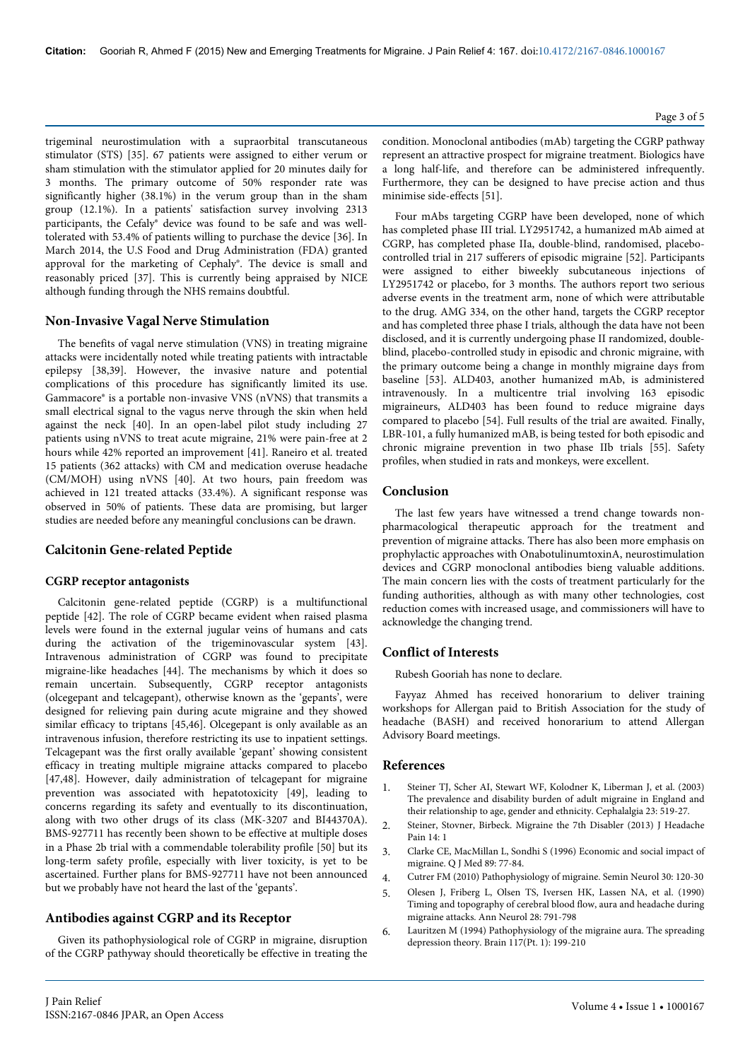trigeminal neurostimulation with a supraorbital transcutaneous stimulator (STS) [35]. 67 patients were assigned to either verum or sham stimulation with the stimulator applied for 20 minutes daily for 3 months. The primary outcome of 50% responder rate was significantly higher (38.1%) in the verum group than in the sham group (12.1%). In a patients' satisfaction survey involving 2313 participants, the Cefaly® device was found to be safe and was well-tolerated with 53.4% of patients willing to purchase the device [36]. In March 2014, the U.S Food and Drug Administration (FDA) granted approval for the marketing of Cephaly®. The device is small and reasonably priced [37]. This is currently being appraised by NICE although funding through the NHS remains doubtful.

## Non-Invasive Vagal Nerve Stimulation

The benefits of vagal nerve stimulation (VNS) in treating migraine attacks were incidentally noted while treating patients with intractable epilepsy [38,39]. However, the invasive nature and potential complications of this procedure has significantly limited its use. Gammacore® is a portable non-invasive VNS (nVNS) that transmits a small electrical signal to the vagus nerve through the skin when held against the neck [40]. In an open-label pilot study including 27 patients using nVNS to treat acute migraine, 21% were pain-free at 2 hours while 42% reported an improvement [41]. Raneiro et al. treated 15 patients (362 attacks) with CM and medication overuse headache (CM/MOH) using nVNS [40]. At two hours, pain freedom was achieved in 121 treated attacks (33.4%). A significant response was observed in 50% of patients. These data are promising, but larger studies are needed before any meaningful conclusions can be drawn.

## Calcitonin Gene-related Peptide

### CGRP receptor antagonists

Calcitonin gene-related peptide (CGRP) is a multifunctional peptide [42]. The role of CGRP became evident when raised plasma levels were found in the external jugular veins of humans and cats during the activation of the trigeminovascular system [43]. Intravenous administration of CGRP was found to precipitate migraine-like headaches [44]. The mechanisms by which it does so remain uncertain. Subsequently, CGRP receptor antagonists (olcegepant and telcagepant), otherwise known as the 'gepants', were designed for relieving pain during acute migraine and they showed similar efficacy to triptans [45,46]. Olcegepant is only available as an intravenous infusion, therefore restricting its use to inpatient settings. Telcagepant was the first orally available 'gepant' showing consistent efficacy in treating multiple migraine attacks compared to placebo [47,48]. However, daily administration of telcagepant for migraine prevention was associated with hepatotoxicity [49], leading to concerns regarding its safety and eventually to its discontinuation, along with two other drugs of its class (MK-3207 and BI44370A). BMS-927711 has recently been shown to be effective at multiple doses in a Phase 2b trial with a commendable tolerability profile [50] but its long-term safety profile, especially with liver toxicity, is yet to be ascertained. Further plans for BMS-927711 have not been announced but we probably have not heard the last of the 'gepants'.

## Antibodies against CGRP and its Receptor

Given its pathophysiological role of CGRP in migraine, disruption of the CGRP pathway should theoretically be effective in treating the condition. Monoclonal antibodies (mAb) targeting the CGRP pathway represent an attractive prospect for migraine treatment. Biologics have a long half-life, and therefore can be administered infrequently. Furthermore, they can be designed to have precise action and thus minimise side-effects [51].

Four mAbs targeting CGRP have been developed, none of which has completed phase III trial. LY2951742, a humanized mAb aimed at CGRP, has completed phase IIa, double-blind, randomised, placebo-controlled trial in 217 sufferers of episodic migraine [52]. Participants were assigned to either biweekly subcutaneous injections of LY2951742 or placebo, for 3 months. The authors report two serious adverse events in the treatment arm, none of which were attributable to the drug. AMG 334, on the other hand, targets the CGRP receptor and has completed three phase I trials, although the data have not been disclosed, and it is currently undergoing phase II randomized, double-blind, placebo-controlled study in episodic and chronic migraine, with the primary outcome being a change in monthly migraine days from baseline [53]. ALD403, another humanized mAb, is administered intravenously. In a multicentre trial involving 163 episodic migraineurs, ALD403 has been found to reduce migraine days compared to placebo [54]. Full results of the trial are awaited. Finally, LBR-101, a fully humanized mAB, is being tested for both episodic and chronic migraine prevention in two phase IIb trials [55]. Safety profiles, when studied in rats and monkeys, were excellent.

## Conclusion

The last few years have witnessed a trend change towards non-pharmacological therapeutic approach for the treatment and prevention of migraine attacks. There has also been more emphasis on prophylactic approaches with OnabotulinumtoxinA, neurostimulation devices and CGRP monoclonal antibodies bieng valuable additions. The main concern lies with the costs of treatment particularly for the funding authorities, although as with many other technologies, cost reduction comes with increased usage, and commissioners will have to acknowledge the changing trend.

## Conflict of Interests

Rubesh Gooriah has none to declare.

Fayyaz Ahmed has received honorarium to deliver training workshops for Allergan paid to British Association for the study of headache (BASH) and received honorarium to attend Allergan Advisory Board meetings.

## References

1. Steiner TJ, Scher AI, Stewart WF, Kolodner K, Liberman J, et al. (2003) The prevalence and disability burden of adult migraine in England and their relationship to age, gender and ethnicity. Cephalalgia 23: 519-27.
2. Steiner, Stovner, Birbeck. Migraine the 7th Disabler (2013) J Headache Pain 14: 1
3. Clarke CE, MacMillan L, Sondhi S (1996) Economic and social impact of migraine. Q J Med 89: 77-84.
4. Cutrer FM (2010) Pathophysiology of migraine. Semin Neurol 30: 120-30
5. Olesen J, Friberg L, Olsen TS, Iversen HK, Lassen NA, et al. (1990) Timing and topography of cerebral blood flow, aura and headache during migraine attacks. Ann Neurol 28: 791-798
6. Lauritzen M (1994) Pathophysiology of the migraine aura. The spreading depression theory. Brain 117(Pt. 1): 199-210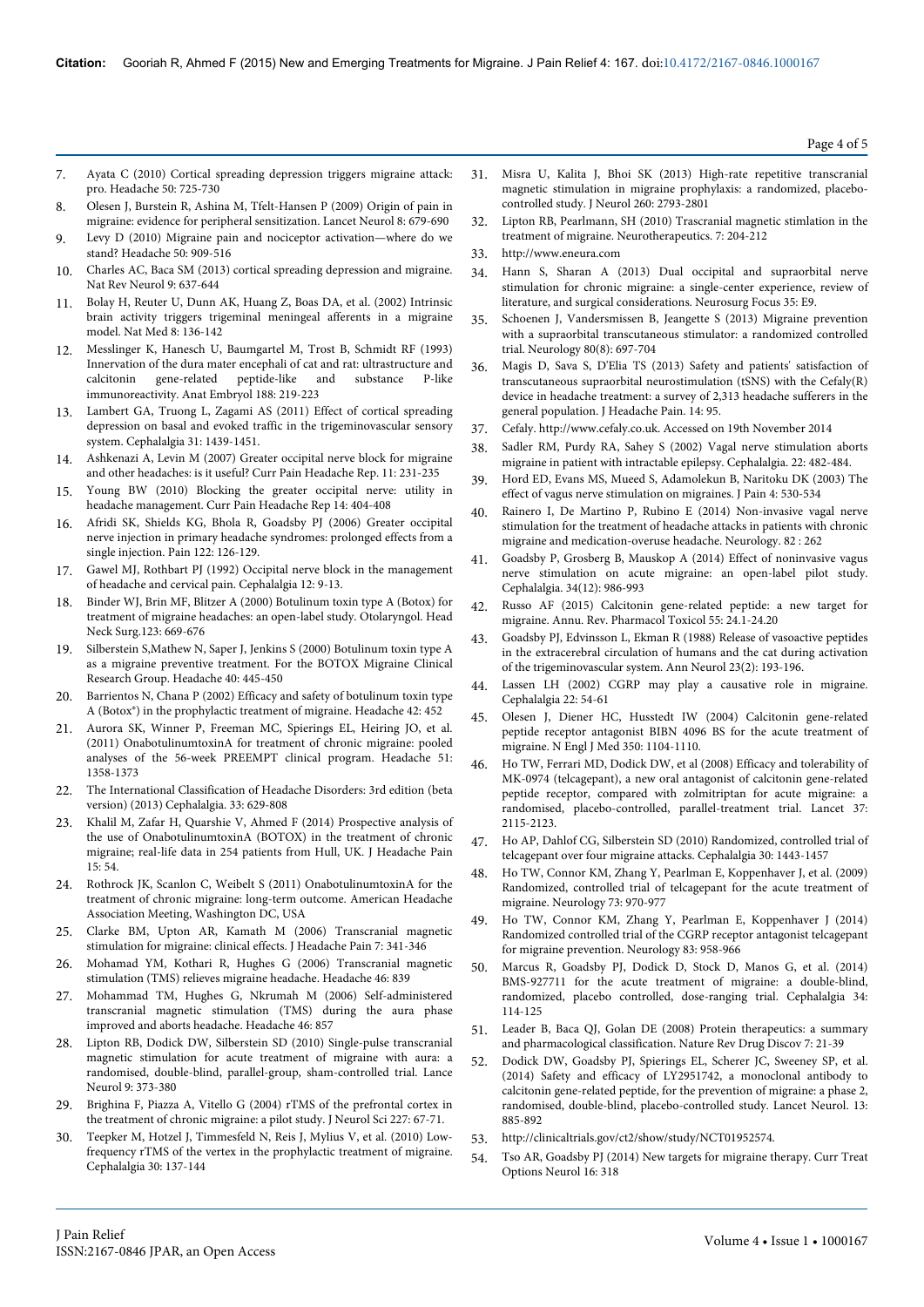7. Ayata C (2010) Cortical spreading depression triggers migraine attack: pro. Headache 50: 725-730
8. Olesen J, Burstein R, Ashina M, Tfelt-Hansen P (2009) Origin of pain in migraine: evidence for peripheral sensitization. Lancet Neurol 8: 679-690
9. Levy D (2010) Migraine pain and nociceptor activation—where do we stand? Headache 50: 909-516
10. Charles AC, Baca SM (2013) cortical spreading depression and migraine. Nat Rev Neurol 9: 637-644
11. Bolay H, Reuter U, Dunn AK, Huang Z, Boas DA, et al. (2002) Intrinsic brain activity triggers trigeminal meningeal afferents in a migraine model. Nat Med 8: 136-142
12. Messlinger K, Hanesch U, Baumgartel M, Trost B, Schmidt RF (1993) Innervation of the dura mater encephali of cat and rat: ultrastructure and calcitonin gene-related peptide-like and substance P-like immunoreactivity. Anat Embryol 188: 219-223
13. Lambert GA, Truong L, Zagami AS (2011) Effect of cortical spreading depression on basal and evoked traffic in the trigeminovascular sensory system. Cephalalgia 31: 1439-1451.
14. Ashkenazi A, Levin M (2007) Greater occipital nerve block for migraine and other headaches: is it useful? Curr Pain Headache Rep. 11: 231-235
15. Young BW (2010) Blocking the greater occipital nerve: utility in headache management. Curr Pain Headache Rep 14: 404-408
16. Afridi SK, Shields KG, Bhola R, Goadsby PJ (2006) Greater occipital nerve injection in primary headache syndromes: prolonged effects from a single injection. Pain 122: 126-129.
17. Gawel MJ, Rothbart PJ (1992) Occipital nerve block in the management of headache and cervical pain. Cephalalgia 12: 9-13.
18. Binder WJ, Brin MF, Blitzer A (2000) Botulinum toxin type A (Botox) for treatment of migraine headaches: an open-label study. Otolaryngol. Head Neck Surg.123: 669-676
19. Silberstein S,Mathew N, Saper J, Jenkins S (2000) Botulinum toxin type A as a migraine preventive treatment. For the BOTOX Migraine Clinical Research Group. Headache 40: 445-450
20. Barrientos N, Chana P (2002) Efficacy and safety of botulinum toxin type A (Botox®) in the prophylactic treatment of migraine. Headache 42: 452
21. Aurora SK, Winner P, Freeman MC, Spierings EL, Heiring JO, et al. (2011) OnabotulinumtoxinA for treatment of chronic migraine: pooled analyses of the 56-week PREEMPT clinical program. Headache 51: 1358-1373
22. The International Classification of Headache Disorders: 3rd edition (beta version) (2013) Cephalalgia. 33: 629-808
23. Khalil M, Zafar H, Quarshie V, Ahmed F (2014) Prospective analysis of the use of OnabotulinumtoxinA (BOTOX) in the treatment of chronic migraine; real-life data in 254 patients from Hull, UK. J Headache Pain 15: 54.
24. Rothrock JK, Scanlon C, Weibelt S (2011) OnabotulinumtoxinA for the treatment of chronic migraine: long-term outcome. American Headache Association Meeting, Washington DC, USA
25. Clarke BM, Upton AR, Kamath M (2006) Transcranial magnetic stimulation for migraine: clinical effects. J Headache Pain 7: 341-346
26. Mohamad YM, Kothari R, Hughes G (2006) Transcranial magnetic stimulation (TMS) relieves migraine headache. Headache 46: 839
27. Mohammad TM, Hughes G, Nkrumah M (2006) Self-administered transcranial magnetic stimulation (TMS) during the aura phase improved and aborts headache. Headache 46: 857
28. Lipton RB, Dodick DW, Silberstein SD (2010) Single-pulse transcranial magnetic stimulation for acute treatment of migraine with aura: a randomised, double-blind, parallel-group, sham-controlled trial. Lance Neurol 9: 373-380
29. Brighina F, Piazza A, Vitello G (2004) rTMS of the prefrontal cortex in the treatment of chronic migraine: a pilot study. J Neurol Sci 227: 67-71.
30. Teepker M, Hotzel J, Timmesfeld N, Reis J, Mylius V, et al. (2010) Low-frequency rTMS of the vertex in the prophylactic treatment of migraine. Cephalalgia 30: 137-144
31. Misra U, Kalita J, Bhoi SK (2013) High-rate repetitive transcranial magnetic stimulation in migraine prophylaxis: a randomized, placebo-controlled study. J Neurol 260: 2793-2801
32. Lipton RB, Pearlmann, SH (2010) Trascranial magnetic stimlation in the treatment of migraine. Neurotherapeutics. 7: 204-212
33. http://www.eneura.com
34. Hann S, Sharan A (2013) Dual occipital and supraorbital nerve stimulation for chronic migraine: a single-center experience, review of literature, and surgical considerations. Neurosurg Focus 35: E9.
35. Schoenen J, Vandersmissen B, Jeangette S (2013) Migraine prevention with a supraorbital transcutaneous stimulator: a randomized controlled trial. Neurology 80(8): 697-704
36. Magis D, Sava S, D'Elia TS (2013) Safety and patients' satisfaction of transcutaneous supraorbital neurostimulation (tSNS) with the Cefaly(R) device in headache treatment: a survey of 2,313 headache sufferers in the general population. J Headache Pain. 14: 95.
37. Cefaly. http://www.cefaly.co.uk. Accessed on 19th November 2014
38. Sadler RM, Purdy RA, Sahey S (2002) Vagal nerve stimulation aborts migraine in patient with intractable epilepsy. Cephalalgia. 22: 482-484.
39. Hord ED, Evans MS, Mueed S, Adamolekun B, Naritoku DK (2003) The effect of vagus nerve stimulation on migraines. J Pain 4: 530-534
40. Rainero I, De Martino P, Rubino E (2014) Non-invasive vagal nerve stimulation for the treatment of headache attacks in patients with chronic migraine and medication-overuse headache. Neurology. 82 : 262
41. Goadsby P, Grosberg B, Mauskop A (2014) Effect of noninvasive vagus nerve stimulation on acute migraine: an open-label pilot study. Cephalalgia. 34(12): 986-993
42. Russo AF (2015) Calcitonin gene-related peptide: a new target for migraine. Annu. Rev. Pharmacol Toxicol 55: 24.1-24.20
43. Goadsby PJ, Edvinsson L, Ekman R (1988) Release of vasoactive peptides in the extracerebral circulation of humans and the cat during activation of the trigeminovascular system. Ann Neurol 23(2): 193-196.
44. Lassen LH (2002) CGRP may play a causative role in migraine. Cephalalgia 22: 54-61
45. Olesen J, Diener HC, Husstedt IW (2004) Calcitonin gene-related peptide receptor antagonist BIBN 4096 BS for the acute treatment of migraine. N Engl J Med 350: 1104-1110.
46. Ho TW, Ferrari MD, Dodick DW, et al (2008) Efficacy and tolerability of MK-0974 (telcagepant), a new oral antagonist of calcitonin gene-related peptide receptor, compared with zolmitriptan for acute migraine: a randomised, placebo-controlled, parallel-treatment trial. Lancet 37: 2115-2123.
47. Ho AP, Dahlof CG, Silberstein SD (2010) Randomized, controlled trial of telcagepant over four migraine attacks. Cephalalgia 30: 1443-1457
48. Ho TW, Connor KM, Zhang Y, Pearlman E, Koppenhaver J, et al. (2009) Randomized, controlled trial of telcagepant for the acute treatment of migraine. Neurology 73: 970-977
49. Ho TW, Connor KM, Zhang Y, Pearlman E, Koppenhaver J (2014) Randomized controlled trial of the CGRP receptor antagonist telcagepant for migraine prevention. Neurology 83: 958-966
50. Marcus R, Goadsby PJ, Dodick D, Stock D, Manos G, et al. (2014) BMS-927711 for the acute treatment of migraine: a double-blind, randomized, placebo controlled, dose-ranging trial. Cephalalgia 34: 114-125
51. Leader B, Baca QJ, Golan DE (2008) Protein therapeutics: a summary and pharmacological classification. Nature Rev Drug Discov 7: 21-39
52. Dodick DW, Goadsby PJ, Spierings EL, Scherer JC, Sweeney SP, et al. (2014) Safety and efficacy of LY2951742, a monoclonal antibody to calcitonin gene-related peptide, for the prevention of migraine: a phase 2, randomised, double-blind, placebo-controlled study. Lancet Neurol. 13: 885-892
53. http://clinicaltrials.gov/ct2/show/study/NCT01952574.
54. Tso AR, Goadsby PJ (2014) New targets for migraine therapy. Curr Treat Options Neurol 16: 318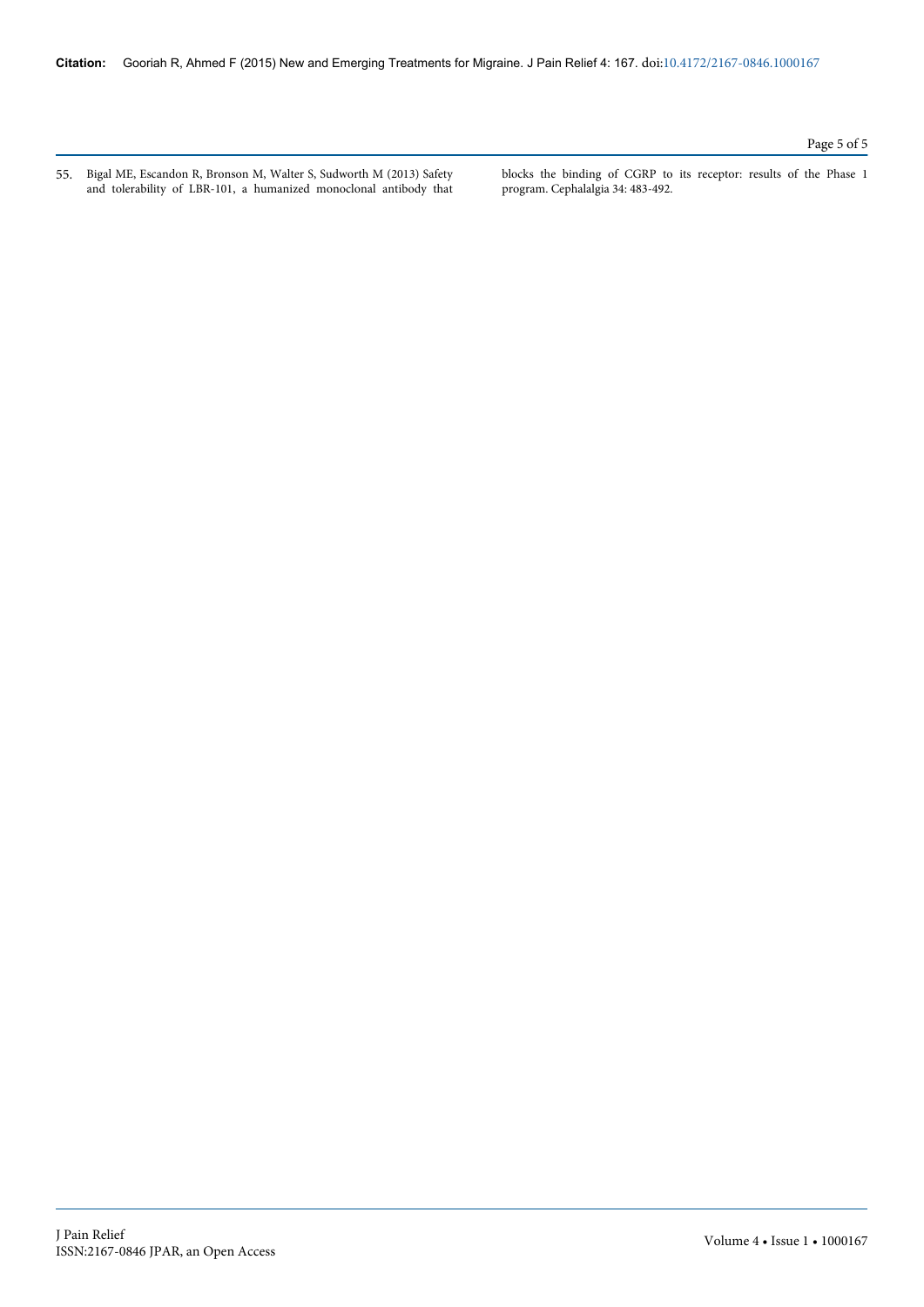55. Bigal ME, Escandon R, Bronson M, Walter S, Sudworth M (2013) Safety and tolerability of LBR-101, a humanized monoclonal antibody that blocks the binding of CGRP to its receptor: results of the Phase 1 program. Cephalalgia 34: 483-492.